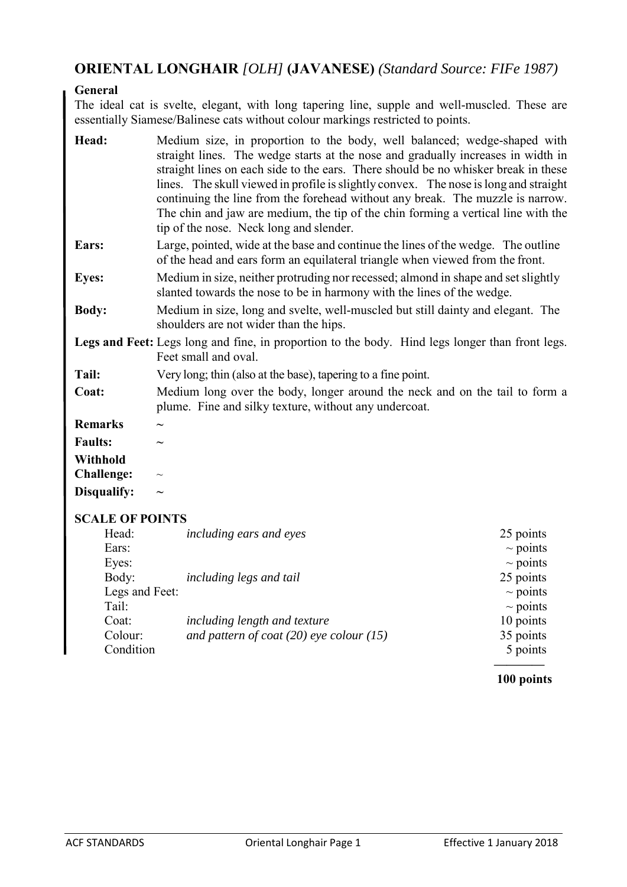# **ORIENTAL LONGHAIR** *[OLH]* **(JAVANESE)** *(Standard Source: FIFe 1987)*

**General**

The ideal cat is svelte, elegant, with long tapering line, supple and well-muscled. These are essentially Siamese/Balinese cats without colour markings restricted to points.

**Head:** Medium size, in proportion to the body, well balanced; wedge-shaped with straight lines. The wedge starts at the nose and gradually increases in width in straight lines on each side to the ears. There should be no whisker break in these lines. The skull viewed in profile is slightly convex. The nose is long and straight continuing the line from the forehead without any break. The muzzle is narrow. The chin and jaw are medium, the tip of the chin forming a vertical line with the tip of the nose. Neck long and slender.

**Ears:** Large, pointed, wide at the base and continue the lines of the wedge. The outline of the head and ears form an equilateral triangle when viewed from the front.

**Eyes:** Medium in size, neither protruding nor recessed; almond in shape and set slightly slanted towards the nose to be in harmony with the lines of the wedge.

**Body:** Medium in size, long and svelte, well-muscled but still dainty and elegant. The shoulders are not wider than the hips.

**Legs and Feet:** Legs long and fine, in proportion to the body. Hind legs longer than front legs. Feet small and oval.

**Tail:** Very long; thin (also at the base), tapering to a fine point.

**Coat:** Medium long over the body, longer around the neck and on the tail to form a plume. Fine and silky texture, without any undercoat.

**Remarks** ~

**Faults:** ~

**Withhold Challenge:** ~

**Disqualify:** ~

**SCALE OF POINTS**

| | | |
|---|---|---|
| Head: | *including ears and eyes* | 25 points |
| Ears: | | ~ points |
| Eyes: | | ~ points |
| Body: | *including legs and tail* | 25 points |
| Legs and Feet: | | ~ points |
| Tail: | | ~ points |
| Coat: | *including length and texture* | 10 points |
| Colour: | *and pattern of coat (20) eye colour (15)* | 35 points |
| Condition | | 5 points |
| | | **100 points** |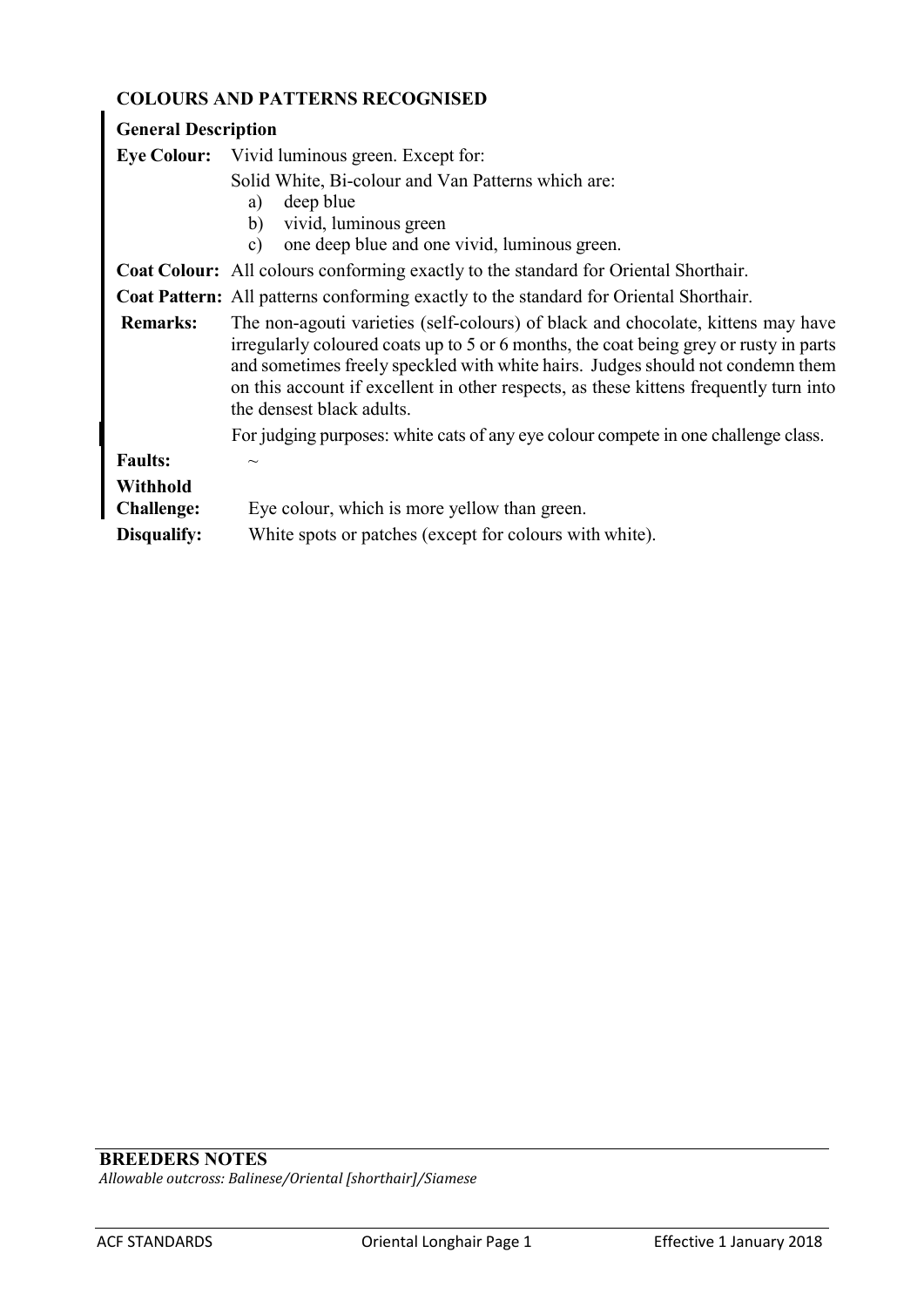## COLOURS AND PATTERNS RECOGNISED

### General Description

**Eye Colour:** Vivid luminous green. Except for:

Solid White, Bi-colour and Van Patterns which are:

a) deep blue
b) vivid, luminous green
c) one deep blue and one vivid, luminous green.

**Coat Colour:** All colours conforming exactly to the standard for Oriental Shorthair.

**Coat Pattern:** All patterns conforming exactly to the standard for Oriental Shorthair.

**Remarks:** The non-agouti varieties (self-colours) of black and chocolate, kittens may have irregularly coloured coats up to 5 or 6 months, the coat being grey or rusty in parts and sometimes freely speckled with white hairs. Judges should not condemn them on this account if excellent in other respects, as these kittens frequently turn into the densest black adults.

For judging purposes: white cats of any eye colour compete in one challenge class.

**Faults:** ~

**Withhold Challenge:** Eye colour, which is more yellow than green.

**Disqualify:** White spots or patches (except for colours with white).

**BREEDERS NOTES**

*Allowable outcross: Balinese/Oriental [shorthair]/Siamese*